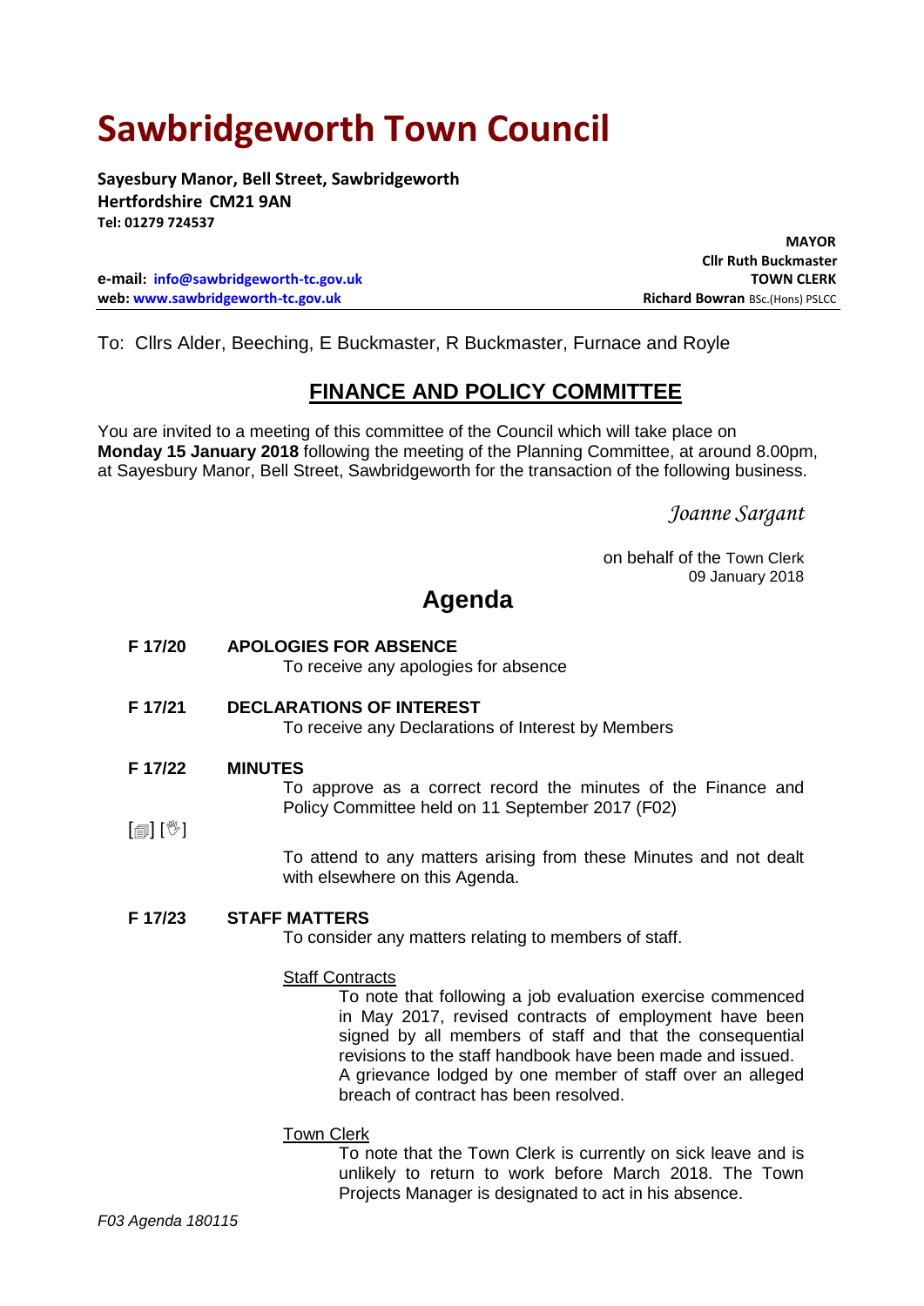# Sawbridgeworth Town Council

**Sayesbury Manor, Bell Street, Sawbridgeworth**
**Hertfordshire CM21 9AN**
**Tel: 01279 724537**

**e-mail: info@sawbridgeworth-tc.gov.uk**
**web: www.sawbridgeworth-tc.gov.uk**

**MAYOR**
**Cllr Ruth Buckmaster**
**TOWN CLERK**
**Richard Bowran** BSc.(Hons) PSLCC

To: Cllrs Alder, Beeching, E Buckmaster, R Buckmaster, Furnace and Royle

## FINANCE AND POLICY COMMITTEE

You are invited to a meeting of this committee of the Council which will take place on **Monday 15 January 2018** following the meeting of the Planning Committee, at around 8.00pm, at Sayesbury Manor, Bell Street, Sawbridgeworth for the transaction of the following business.

*Joanne Sargant*

on behalf of the Town Clerk
09 January 2018

## Agenda

**F 17/20 APOLOGIES FOR ABSENCE**
To receive any apologies for absence

**F 17/21 DECLARATIONS OF INTEREST**
To receive any Declarations of Interest by Members

**F 17/22 MINUTES**
To approve as a correct record the minutes of the Finance and Policy Committee held on 11 September 2017 (F02)

[] []

To attend to any matters arising from these Minutes and not dealt with elsewhere on this Agenda.

**F 17/23 STAFF MATTERS**
To consider any matters relating to members of staff.

Staff Contracts

To note that following a job evaluation exercise commenced in May 2017, revised contracts of employment have been signed by all members of staff and that the consequential revisions to the staff handbook have been made and issued. A grievance lodged by one member of staff over an alleged breach of contract has been resolved.

Town Clerk

To note that the Town Clerk is currently on sick leave and is unlikely to return to work before March 2018. The Town Projects Manager is designated to act in his absence.

*F03 Agenda 180115*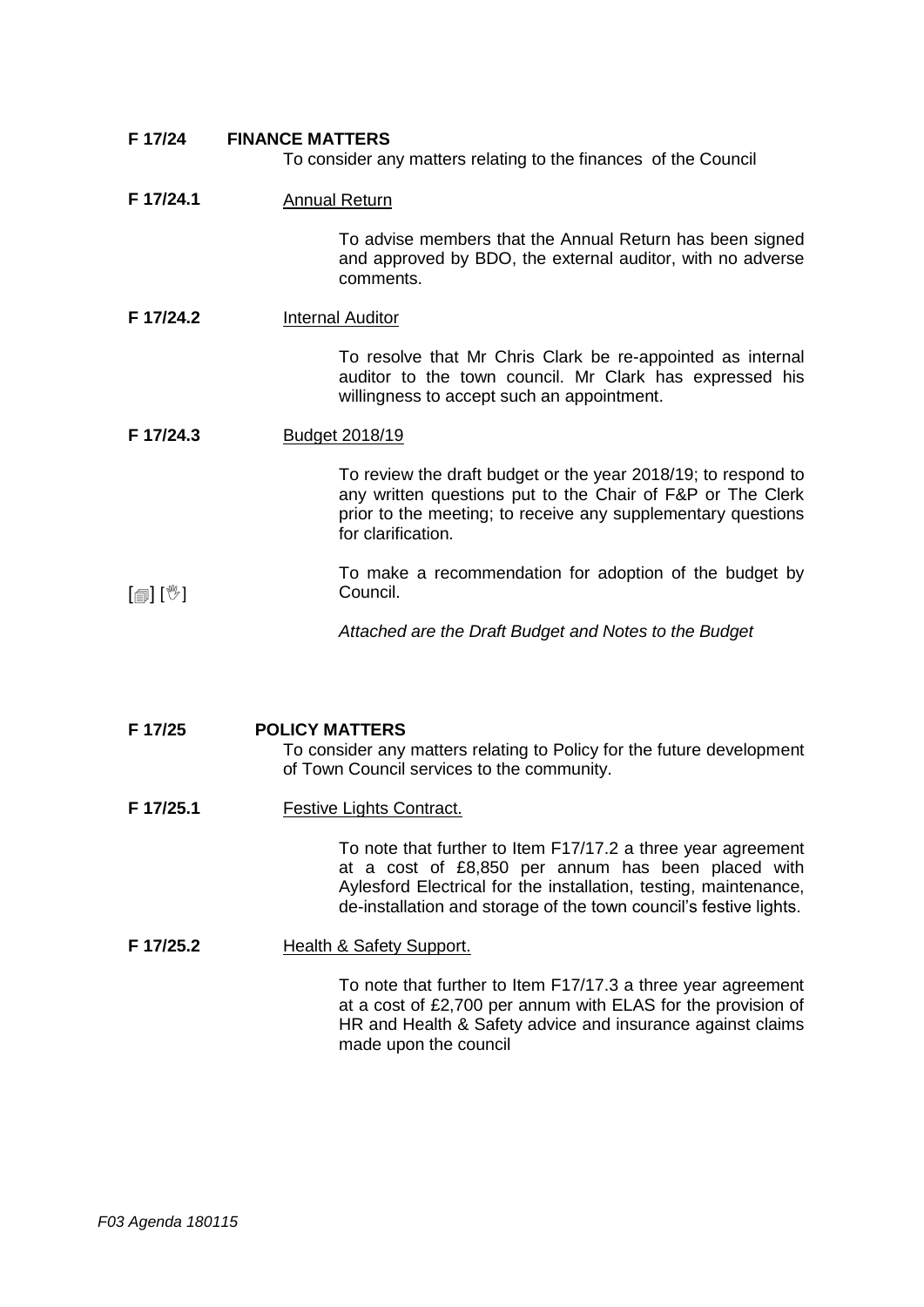**F 17/24 FINANCE MATTERS**

To consider any matters relating to the finances of the Council

**F 17/24.1** Annual Return

To advise members that the Annual Return has been signed and approved by BDO, the external auditor, with no adverse comments.

**F 17/24.2** Internal Auditor

To resolve that Mr Chris Clark be re-appointed as internal auditor to the town council. Mr Clark has expressed his willingness to accept such an appointment.

**F 17/24.3** Budget 2018/19

To review the draft budget or the year 2018/19; to respond to any written questions put to the Chair of F&P or The Clerk prior to the meeting; to receive any supplementary questions for clarification.

[🗐] [👋] To make a recommendation for adoption of the budget by Council.

*Attached are the Draft Budget and Notes to the Budget*

**F 17/25 POLICY MATTERS**

To consider any matters relating to Policy for the future development of Town Council services to the community.

**F 17/25.1** Festive Lights Contract.

To note that further to Item F17/17.2 a three year agreement at a cost of £8,850 per annum has been placed with Aylesford Electrical for the installation, testing, maintenance, de-installation and storage of the town council's festive lights.

**F 17/25.2** Health & Safety Support.

To note that further to Item F17/17.3 a three year agreement at a cost of £2,700 per annum with ELAS for the provision of HR and Health & Safety advice and insurance against claims made upon the council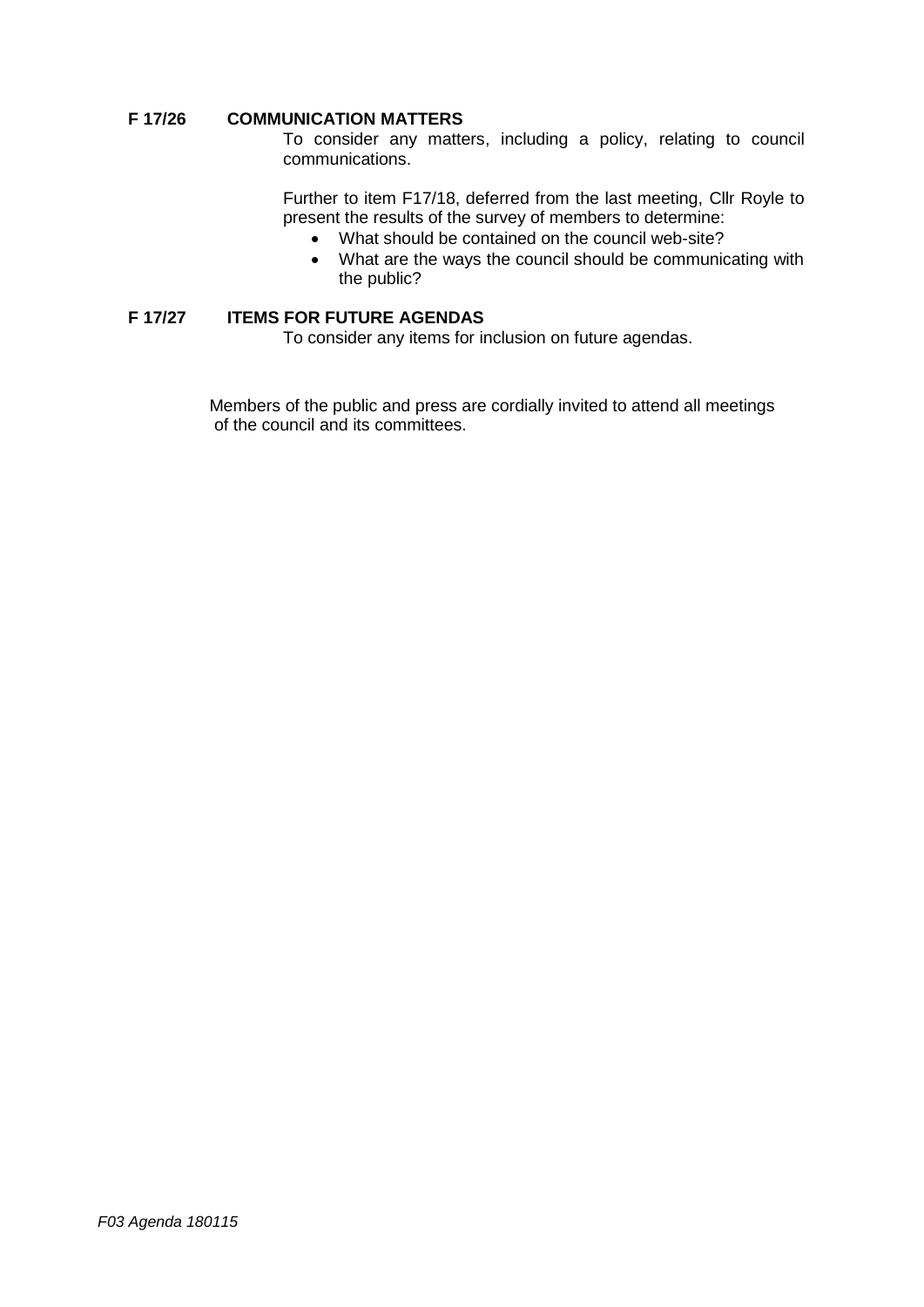**F 17/26 COMMUNICATION MATTERS**

To consider any matters, including a policy, relating to council communications.

Further to item F17/18, deferred from the last meeting, Cllr Royle to present the results of the survey of members to determine:

- What should be contained on the council web-site?
- What are the ways the council should be communicating with the public?

**F 17/27 ITEMS FOR FUTURE AGENDAS**

To consider any items for inclusion on future agendas.

Members of the public and press are cordially invited to attend all meetings of the council and its committees.

*F03 Agenda 180115*